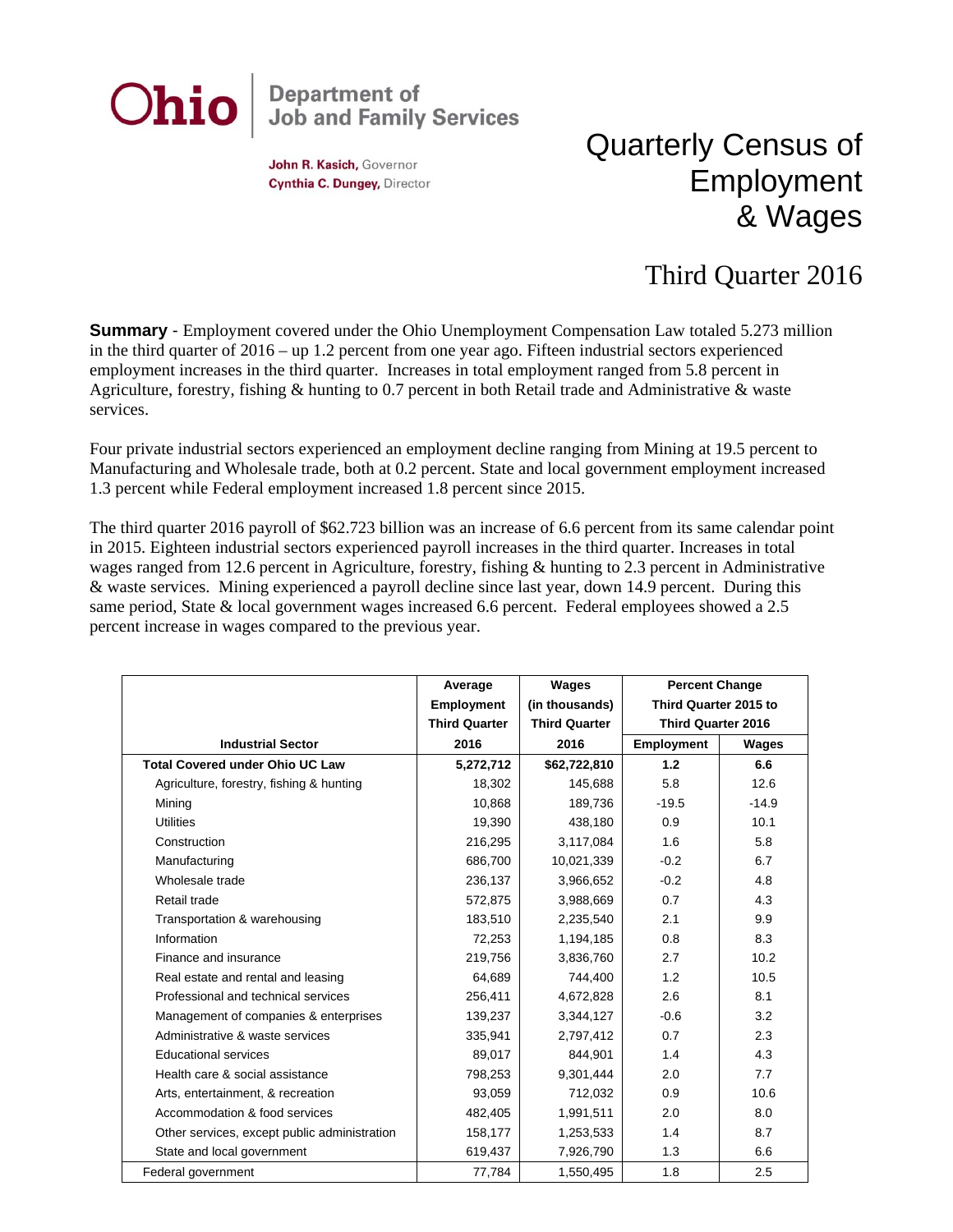**Ohio** | Department of Job and Family Services

**John R. Kasich,** Governor
**Cynthia C. Dungey,** Director

# Quarterly Census of Employment & Wages

## Third Quarter 2016

**Summary** - Employment covered under the Ohio Unemployment Compensation Law totaled 5.273 million in the third quarter of 2016 – up 1.2 percent from one year ago. Fifteen industrial sectors experienced employment increases in the third quarter. Increases in total employment ranged from 5.8 percent in Agriculture, forestry, fishing & hunting to 0.7 percent in both Retail trade and Administrative & waste services.

Four private industrial sectors experienced an employment decline ranging from Mining at 19.5 percent to Manufacturing and Wholesale trade, both at 0.2 percent. State and local government employment increased 1.3 percent while Federal employment increased 1.8 percent since 2015.

The third quarter 2016 payroll of $62.723 billion was an increase of 6.6 percent from its same calendar point in 2015. Eighteen industrial sectors experienced payroll increases in the third quarter. Increases in total wages ranged from 12.6 percent in Agriculture, forestry, fishing & hunting to 2.3 percent in Administrative & waste services. Mining experienced a payroll decline since last year, down 14.9 percent. During this same period, State & local government wages increased 6.6 percent. Federal employees showed a 2.5 percent increase in wages compared to the previous year.

| Industrial Sector | Average Employment Third Quarter 2016 | Wages (in thousands) Third Quarter 2016 | Percent Change Third Quarter 2015 to Third Quarter 2016 | |
|---|---|---|---|---|
| | | | Employment | Wages |
| **Total Covered under Ohio UC Law** | **5,272,712** | **$62,722,810** | **1.2** | **6.6** |
| Agriculture, forestry, fishing & hunting | 18,302 | 145,688 | 5.8 | 12.6 |
| Mining | 10,868 | 189,736 | -19.5 | -14.9 |
| Utilities | 19,390 | 438,180 | 0.9 | 10.1 |
| Construction | 216,295 | 3,117,084 | 1.6 | 5.8 |
| Manufacturing | 686,700 | 10,021,339 | -0.2 | 6.7 |
| Wholesale trade | 236,137 | 3,966,652 | -0.2 | 4.8 |
| Retail trade | 572,875 | 3,988,669 | 0.7 | 4.3 |
| Transportation & warehousing | 183,510 | 2,235,540 | 2.1 | 9.9 |
| Information | 72,253 | 1,194,185 | 0.8 | 8.3 |
| Finance and insurance | 219,756 | 3,836,760 | 2.7 | 10.2 |
| Real estate and rental and leasing | 64,689 | 744,400 | 1.2 | 10.5 |
| Professional and technical services | 256,411 | 4,672,828 | 2.6 | 8.1 |
| Management of companies & enterprises | 139,237 | 3,344,127 | -0.6 | 3.2 |
| Administrative & waste services | 335,941 | 2,797,412 | 0.7 | 2.3 |
| Educational services | 89,017 | 844,901 | 1.4 | 4.3 |
| Health care & social assistance | 798,253 | 9,301,444 | 2.0 | 7.7 |
| Arts, entertainment, & recreation | 93,059 | 712,032 | 0.9 | 10.6 |
| Accommodation & food services | 482,405 | 1,991,511 | 2.0 | 8.0 |
| Other services, except public administration | 158,177 | 1,253,533 | 1.4 | 8.7 |
| State and local government | 619,437 | 7,926,790 | 1.3 | 6.6 |
| Federal government | 77,784 | 1,550,495 | 1.8 | 2.5 |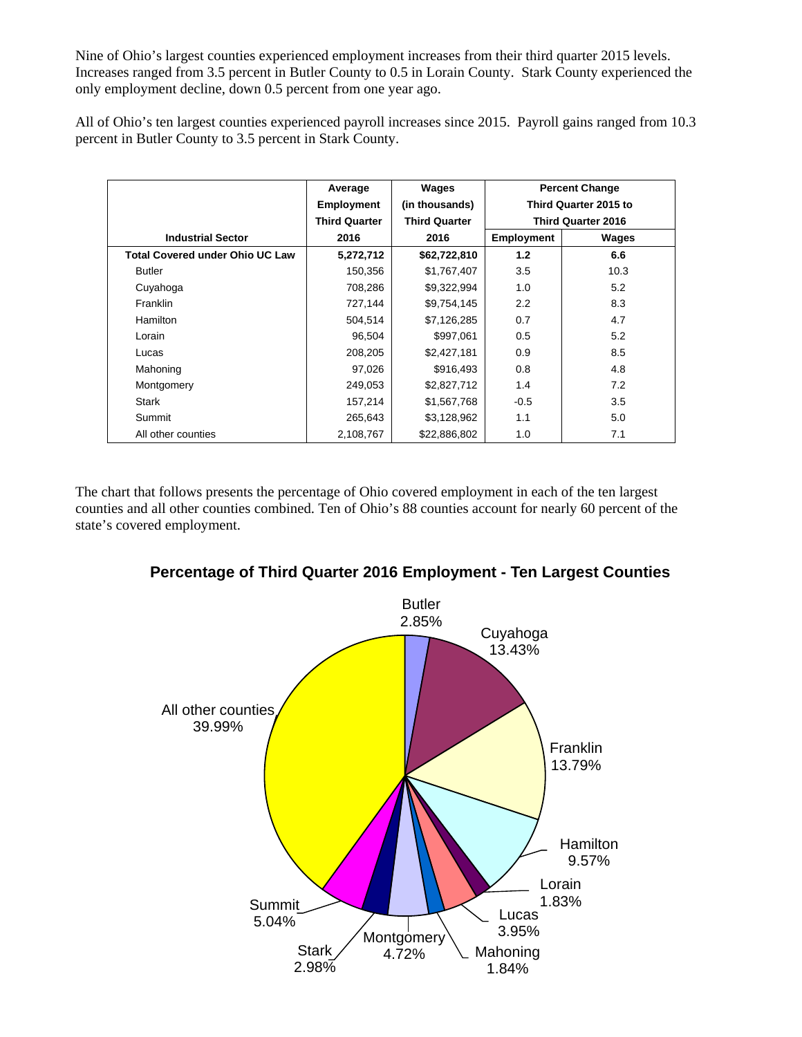Nine of Ohio's largest counties experienced employment increases from their third quarter 2015 levels. Increases ranged from 3.5 percent in Butler County to 0.5 in Lorain County. Stark County experienced the only employment decline, down 0.5 percent from one year ago.

All of Ohio's ten largest counties experienced payroll increases since 2015. Payroll gains ranged from 10.3 percent in Butler County to 3.5 percent in Stark County.

| Industrial Sector | Average Employment Third Quarter 2016 | Wages (in thousands) Third Quarter 2016 | Percent Change Third Quarter 2015 to Third Quarter 2016 | |
|---|---|---|---|---|
| | | | Employment | Wages |
| **Total Covered under Ohio UC Law** | **5,272,712** | **$62,722,810** | **1.2** | **6.6** |
| Butler | 150,356 | $1,767,407 | 3.5 | 10.3 |
| Cuyahoga | 708,286 | $9,322,994 | 1.0 | 5.2 |
| Franklin | 727,144 | $9,754,145 | 2.2 | 8.3 |
| Hamilton | 504,514 | $7,126,285 | 0.7 | 4.7 |
| Lorain | 96,504 | $997,061 | 0.5 | 5.2 |
| Lucas | 208,205 | $2,427,181 | 0.9 | 8.5 |
| Mahoning | 97,026 | $916,493 | 0.8 | 4.8 |
| Montgomery | 249,053 | $2,827,712 | 1.4 | 7.2 |
| Stark | 157,214 | $1,567,768 | -0.5 | 3.5 |
| Summit | 265,643 | $3,128,962 | 1.1 | 5.0 |
| All other counties | 2,108,767 | $22,886,802 | 1.0 | 7.1 |

The chart that follows presents the percentage of Ohio covered employment in each of the ten largest counties and all other counties combined. Ten of Ohio's 88 counties account for nearly 60 percent of the state's covered employment.

**Percentage of Third Quarter 2016 Employment - Ten Largest Counties**

| County | Percentage |
|---|---|
| Butler | 2.85% |
| Cuyahoga | 13.43% |
| Franklin | 13.79% |
| Hamilton | 9.57% |
| Lorain | 1.83% |
| Lucas | 3.95% |
| Mahoning | 1.84% |
| Montgomery | 4.72% |
| Stark | 2.98% |
| Summit | 5.04% |
| All other counties | 39.99% |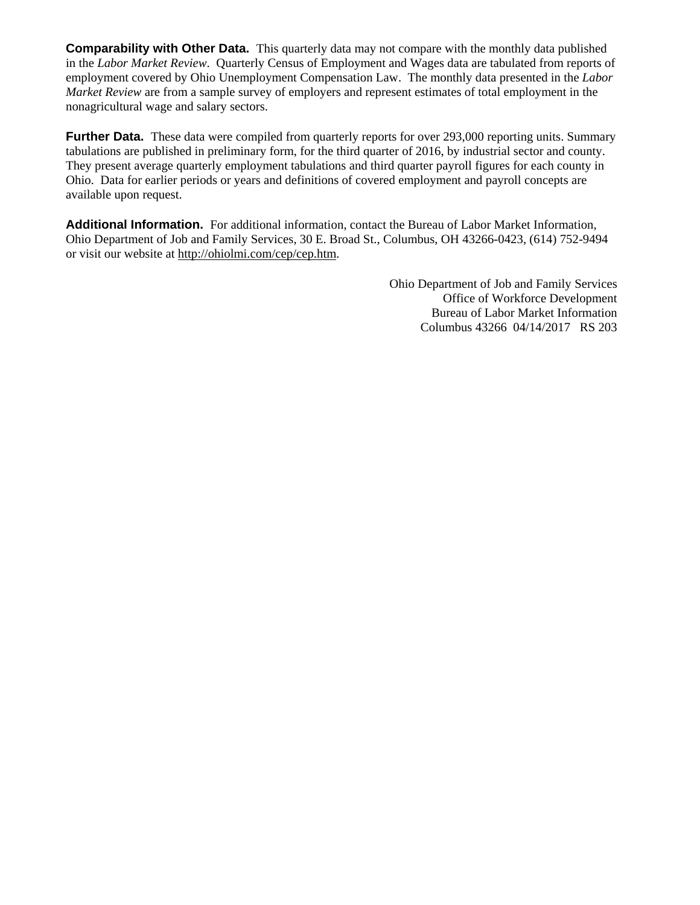**Comparability with Other Data.** This quarterly data may not compare with the monthly data published in the *Labor Market Review*. Quarterly Census of Employment and Wages data are tabulated from reports of employment covered by Ohio Unemployment Compensation Law. The monthly data presented in the *Labor Market Review* are from a sample survey of employers and represent estimates of total employment in the nonagricultural wage and salary sectors.

**Further Data.** These data were compiled from quarterly reports for over 293,000 reporting units. Summary tabulations are published in preliminary form, for the third quarter of 2016, by industrial sector and county. They present average quarterly employment tabulations and third quarter payroll figures for each county in Ohio. Data for earlier periods or years and definitions of covered employment and payroll concepts are available upon request.

**Additional Information.** For additional information, contact the Bureau of Labor Market Information, Ohio Department of Job and Family Services, 30 E. Broad St., Columbus, OH 43266-0423, (614) 752-9494 or visit our website at http://ohiolmi.com/cep/cep.htm.

Ohio Department of Job and Family Services
Office of Workforce Development
Bureau of Labor Market Information
Columbus 43266 04/14/2017 RS 203